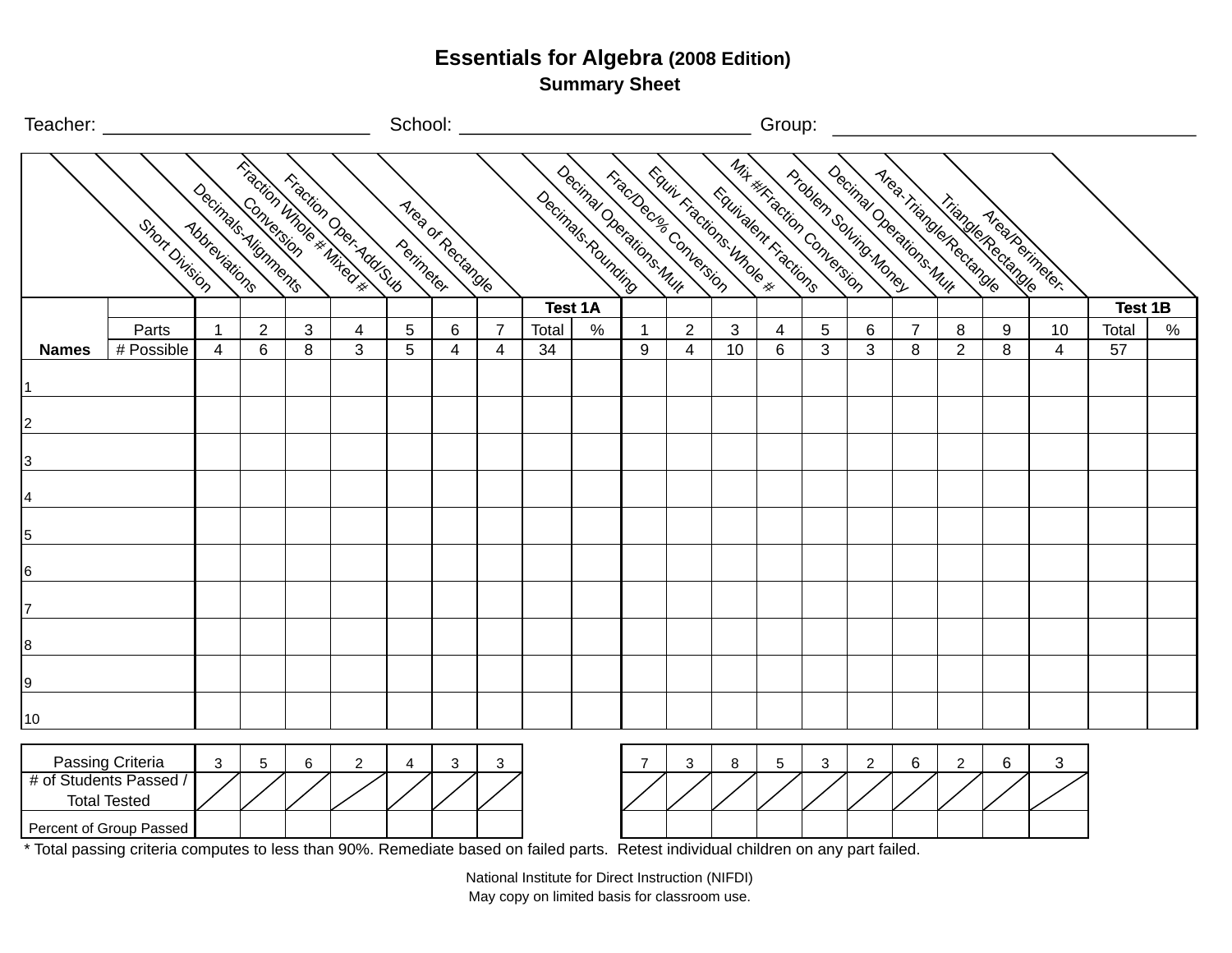# Essentials for Algebra (2008 Edition)

## Summary Sheet

Teacher: ________________________ School: __________________________ Group: ____________________________

| | | Short Division | Abbreviations | Decimals-Alignments | Fraction Whole # Mixed # Conversion | Fraction Oper-Add/Sub | Perimeter | Area of Rectangle | | | Decimals-Rounding | Decimal Operations-Mult | Frac/Dec/% Conversion | Equiv Fractions-Whole # | Equivalent Fractions | Mix #/Fraction Conversion | Problem Solving-Money | Decimal Operations-Mult | Area-Triangle/Rectangle | Area/Perimeter-Triangle/Rectangle | | |
|---|---|---|---|---|---|---|---|---|---|---|---|---|---|---|---|---|---|---|---|---|---|---|
| | | | | | | | | | **Test 1A** | | | | | | | | | | | | **Test 1B** | |
| | Parts | 1 | 2 | 3 | 4 | 5 | 6 | 7 | Total | % | 1 | 2 | 3 | 4 | 5 | 6 | 7 | 8 | 9 | 10 | Total | % |
| **Names** | # Possible | 4 | 6 | 8 | 3 | 5 | 4 | 4 | 34 | | 9 | 4 | 10 | 6 | 3 | 3 | 8 | 2 | 8 | 4 | 57 | |
| 1 | | | | | | | | | | | | | | | | | | | | | | |
| 2 | | | | | | | | | | | | | | | | | | | | | | |
| 3 | | | | | | | | | | | | | | | | | | | | | | |
| 4 | | | | | | | | | | | | | | | | | | | | | | |
| 5 | | | | | | | | | | | | | | | | | | | | | | |
| 6 | | | | | | | | | | | | | | | | | | | | | | |
| 7 | | | | | | | | | | | | | | | | | | | | | | |
| 8 | | | | | | | | | | | | | | | | | | | | | | |
| 9 | | | | | | | | | | | | | | | | | | | | | | |
| 10 | | | | | | | | | | | | | | | | | | | | | | |

| | | | | | | | | | | | | | | | | | | |
|---|---|---|---|---|---|---|---|---|---|---|---|---|---|---|---|---|---|---|
| Passing Criteria | 3 | 5 | 6 | 2 | 4 | 3 | 3 | | | 7 | 3 | 8 | 5 | 3 | 2 | 6 | 2 | 6 | 3 |
| # of Students Passed / Total Tested | / | / | / | / | / | / | / | | | / | / | / | / | / | / | / | / | / | / |
| Percent of Group Passed | | | | | | | | | | | | | | | | | | | |

* Total passing criteria computes to less than 90%. Remediate based on failed parts. Retest individual children on any part failed.

National Institute for Direct Instruction (NIFDI)
May copy on limited basis for classroom use.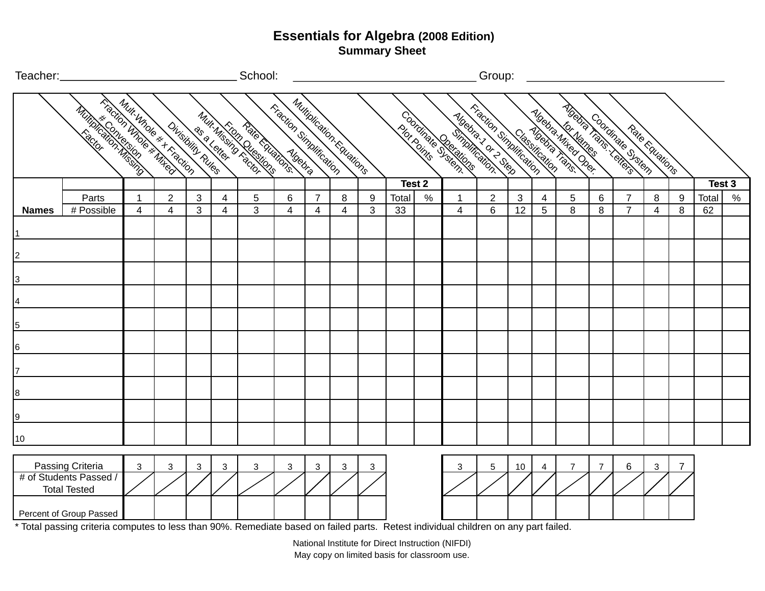# Essentials for Algebra (2008 Edition)

## Summary Sheet

Teacher:____________________________ School: ______________________________ Group: ________________________________

| | | Multiplication-Missing Factor | Fraction Whole # Mixed # Conversion | Mult-Whole # x Fraction | Divisibility Rules | Mult-Missing Factor as a Letter | Rate Equations-From Questions | Algebra | Fraction Simplification | Multiplication-Equations | | | Coordinate System-Plot Points | Algebra-1 or 2 Step Simplification-Operations | Fraction Simplification | Algebra Trans-Classification | Algebra-Mixed Oper. | Algebra Trans.-Letters for Names | Coordinate System | Rate Equations | | | |
|---|---|---|---|---|---|---|---|---|---|---|---|---|---|---|---|---|---|---|---|---|---|---|---|
| | | | | | | | | | | | **Test 2** | | | | | | | | | | | **Test 3** | |
| | Parts | 1 | 2 | 3 | 4 | 5 | 6 | 7 | 8 | 9 | Total | % | 1 | 2 | 3 | 4 | 5 | 6 | 7 | 8 | 9 | Total | % |
| **Names** | # Possible | 4 | 4 | 3 | 4 | 3 | 4 | 4 | 4 | 3 | 33 | | 4 | 6 | 12 | 5 | 8 | 8 | 7 | 4 | 8 | 62 | |
| 1 | | | | | | | | | | | | | | | | | | | | | | | |
| 2 | | | | | | | | | | | | | | | | | | | | | | | |
| 3 | | | | | | | | | | | | | | | | | | | | | | | |
| 4 | | | | | | | | | | | | | | | | | | | | | | | |
| 5 | | | | | | | | | | | | | | | | | | | | | | | |
| 6 | | | | | | | | | | | | | | | | | | | | | | | |
| 7 | | | | | | | | | | | | | | | | | | | | | | | |
| 8 | | | | | | | | | | | | | | | | | | | | | | | |
| 9 | | | | | | | | | | | | | | | | | | | | | | | |
| 10 | | | | | | | | | | | | | | | | | | | | | | | |

| | 1 | 2 | 3 | 4 | 5 | 6 | 7 | 8 | 9 | | | 1 | 2 | 3 | 4 | 5 | 6 | 7 | 8 | 9 |
|---|---|---|---|---|---|---|---|---|---|---|---|---|---|---|---|---|---|---|---|---|
| Passing Criteria | 3 | 3 | 3 | 3 | 3 | 3 | 3 | 3 | 3 | | | 3 | 5 | 10 | 4 | 7 | 7 | 6 | 3 | 7 |
| # of Students Passed / Total Tested | / | / | / | / | / | / | / | / | / | | | / | / | / | / | / | / | / | / | / |
| Percent of Group Passed | | | | | | | | | | | | | | | | | | | | |

* Total passing criteria computes to less than 90%. Remediate based on failed parts. Retest individual children on any part failed.

National Institute for Direct Instruction (NIFDI)
May copy on limited basis for classroom use.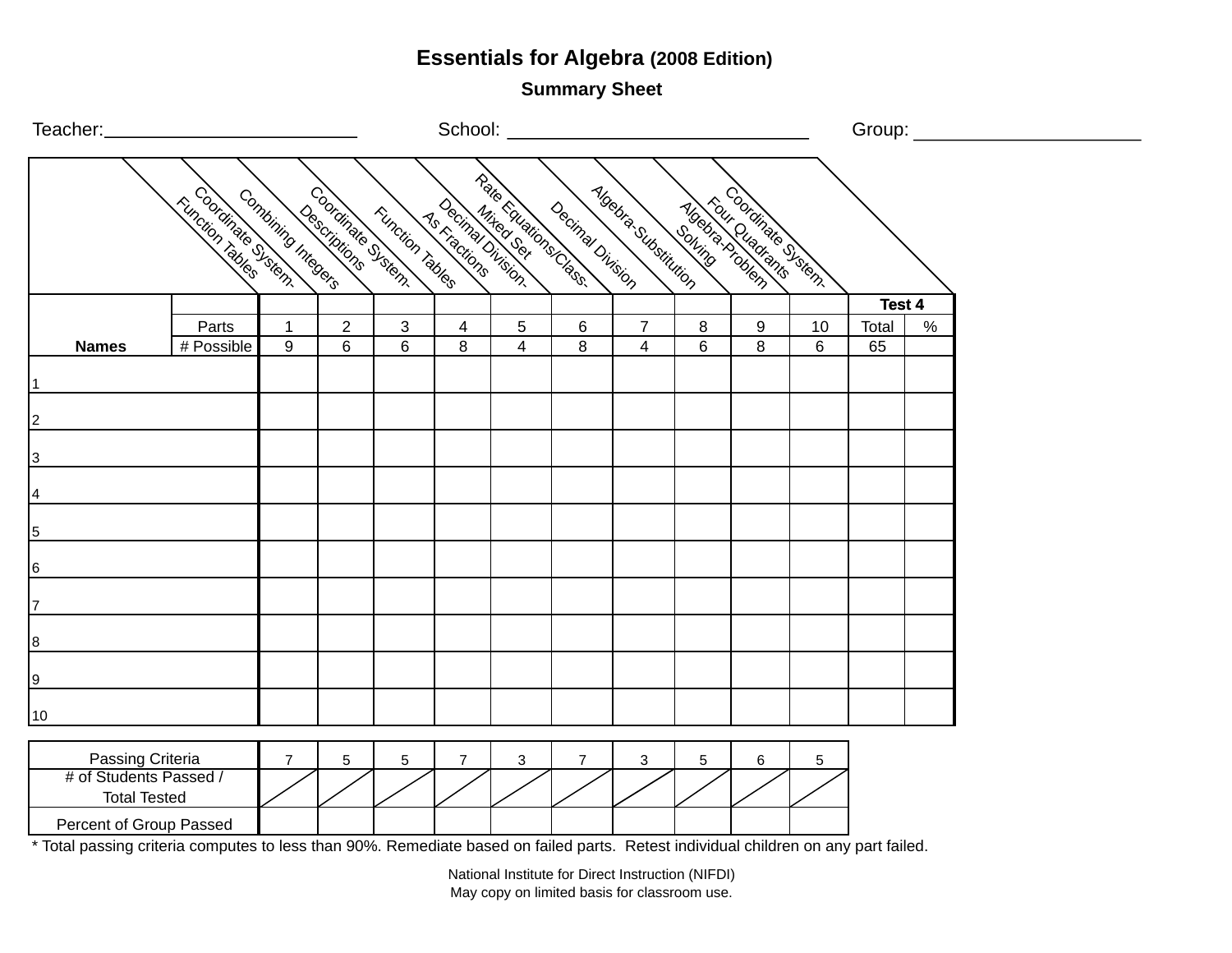# Essentials for Algebra (2008 Edition)

## Summary Sheet

Teacher:________________________ School: ____________________________ Group: _____________________

| Names | | Coordinate System-Function Tables | Combining Integers | Coordinate System-Descriptions | Function Tables | Decimal Division-As Fractions | Rate Equations/Class-Mixed Set | Decimal Division | Algebra-Substitution | Algebra-Problem Solving | Coordinate System-Four Quadrants | Test 4 | |
|---|---|---|---|---|---|---|---|---|---|---|---|---|---|
| | Parts | 1 | 2 | 3 | 4 | 5 | 6 | 7 | 8 | 9 | 10 | Total | % |
| | # Possible | 9 | 6 | 6 | 8 | 4 | 8 | 4 | 6 | 8 | 6 | 65 | |
| 1 | | | | | | | | | | | | | |
| 2 | | | | | | | | | | | | | |
| 3 | | | | | | | | | | | | | |
| 4 | | | | | | | | | | | | | |
| 5 | | | | | | | | | | | | | |
| 6 | | | | | | | | | | | | | |
| 7 | | | | | | | | | | | | | |
| 8 | | | | | | | | | | | | | |
| 9 | | | | | | | | | | | | | |
| 10 | | | | | | | | | | | | | |

| | 1 | 2 | 3 | 4 | 5 | 6 | 7 | 8 | 9 | 10 |
|---|---|---|---|---|---|---|---|---|---|---|
| Passing Criteria | 7 | 5 | 5 | 7 | 3 | 7 | 3 | 5 | 6 | 5 |
| # of Students Passed / Total Tested | / | / | / | / | / | / | / | / | / | / |
| Percent of Group Passed | | | | | | | | | | |

* Total passing criteria computes to less than 90%. Remediate based on failed parts. Retest individual children on any part failed.

National Institute for Direct Instruction (NIFDI)
May copy on limited basis for classroom use.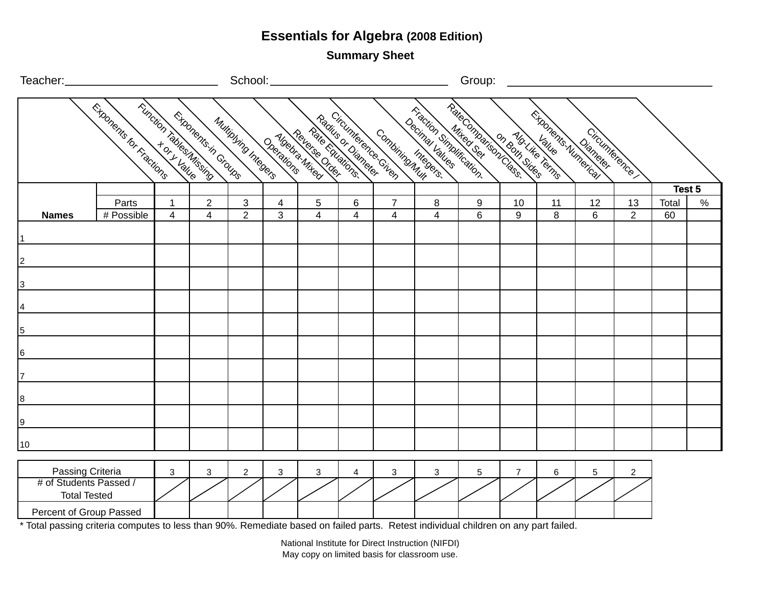# Essentials for Algebra (2008 Edition)

## Summary Sheet

Teacher:________________________ School:___________________________ Group: ________________________________

| Names | | Exponents for Fractions | Function Tables/Missing x or y Value | Exponents-in Groups | Multiplying Integers | Algebra-Mixed Operations | Rate Equations-Reverse Order | Circumference-Given Radius or Diameter | Combining/Mult Integers-Decimal Values | Fraction Simplification-Mixed Set | RateComparison/Class- | Alg-Like Terms on Both Sides | Exponents-Numerical Value | Circumference / Diameter | Test 5 | |
|---|---|---|---|---|---|---|---|---|---|---|---|---|---|---|---|---|
| | Parts | 1 | 2 | 3 | 4 | 5 | 6 | 7 | 8 | 9 | 10 | 11 | 12 | 13 | Total | % |
| | # Possible | 4 | 4 | 2 | 3 | 4 | 4 | 4 | 4 | 6 | 9 | 8 | 6 | 2 | 60 | |
| 1 | | | | | | | | | | | | | | | | |
| 2 | | | | | | | | | | | | | | | | |
| 3 | | | | | | | | | | | | | | | | |
| 4 | | | | | | | | | | | | | | | | |
| 5 | | | | | | | | | | | | | | | | |
| 6 | | | | | | | | | | | | | | | | |
| 7 | | | | | | | | | | | | | | | | |
| 8 | | | | | | | | | | | | | | | | |
| 9 | | | | | | | | | | | | | | | | |
| 10 | | | | | | | | | | | | | | | | |

| Passing Criteria | 3 | 3 | 2 | 3 | 3 | 4 | 3 | 3 | 5 | 7 | 6 | 5 | 2 |
|---|---|---|---|---|---|---|---|---|---|---|---|---|---|
| # of Students Passed / Total Tested | / | / | / | / | / | / | / | / | / | / | / | / | / |
| Percent of Group Passed | | | | | | | | | | | | | |

* Total passing criteria computes to less than 90%. Remediate based on failed parts. Retest individual children on any part failed.

National Institute for Direct Instruction (NIFDI)
May copy on limited basis for classroom use.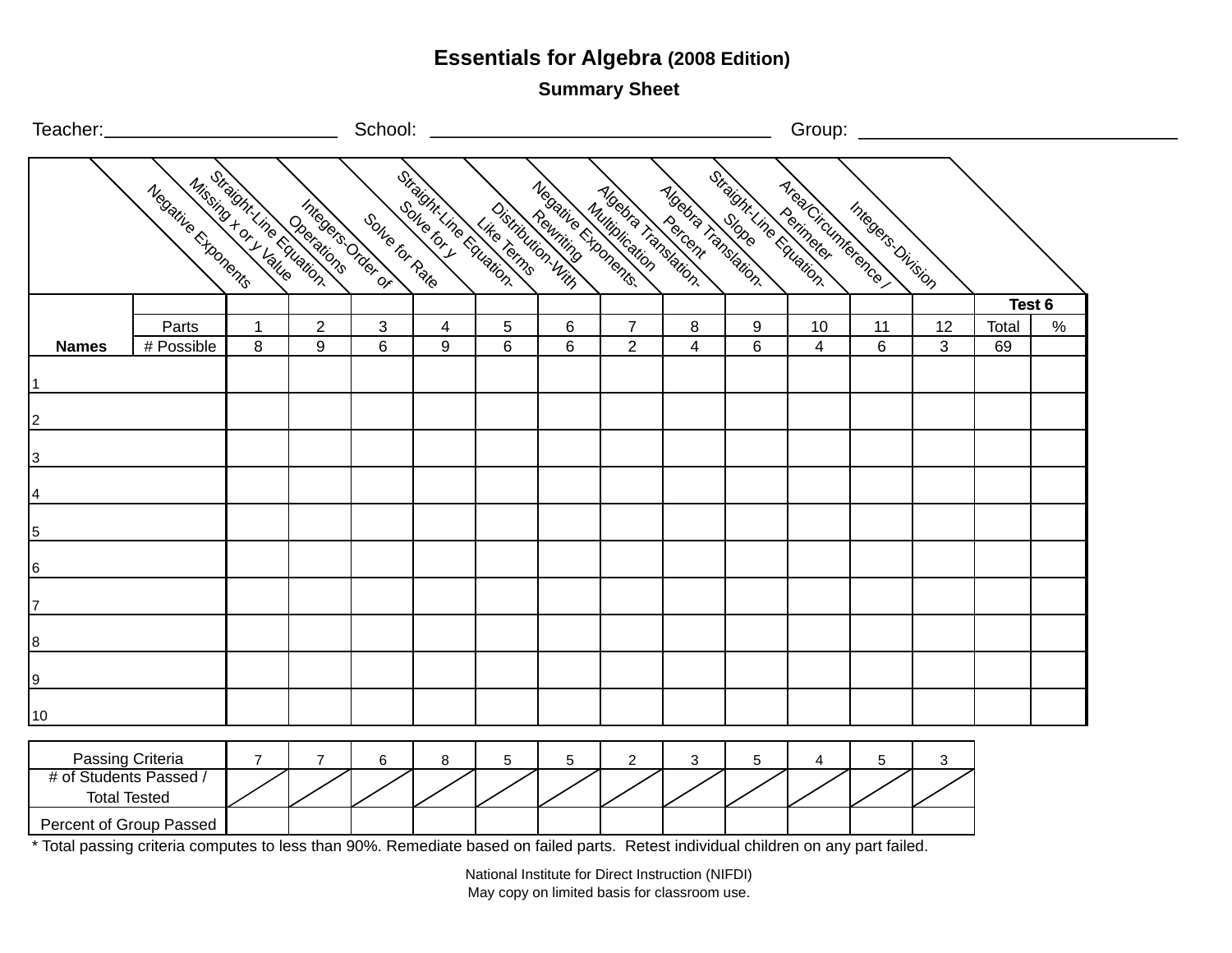# Essentials for Algebra (2008 Edition)

## Summary Sheet

Teacher:_______________________ School: _________________________________ Group: _______________________________

| | | Negative Exponents | Straight-Line Equation-Missing x or y Value | Integers-Order of Operations | Solve for Rate | Straight-Line Equation-Solve for y | Distribution-With Like Terms | Negative Exponents-Rewriting | Algebra Translation-Multiplication | Algebra Translation-Percent | Straight-Line Equation-Slope | Area/Circumference / Perimeter | Integers-Division | Test 6 | |
|---|---|---|---|---|---|---|---|---|---|---|---|---|---|---|---|
| | Parts | 1 | 2 | 3 | 4 | 5 | 6 | 7 | 8 | 9 | 10 | 11 | 12 | Total | % |
| **Names** | # Possible | 8 | 9 | 6 | 9 | 6 | 6 | 2 | 4 | 6 | 4 | 6 | 3 | 69 | |
| 1 | | | | | | | | | | | | | | | |
| 2 | | | | | | | | | | | | | | | |
| 3 | | | | | | | | | | | | | | | |
| 4 | | | | | | | | | | | | | | | |
| 5 | | | | | | | | | | | | | | | |
| 6 | | | | | | | | | | | | | | | |
| 7 | | | | | | | | | | | | | | | |
| 8 | | | | | | | | | | | | | | | |
| 9 | | | | | | | | | | | | | | | |
| 10 | | | | | | | | | | | | | | | |

| Passing Criteria | 7 | 7 | 6 | 8 | 5 | 5 | 2 | 3 | 5 | 4 | 5 | 3 |
|---|---|---|---|---|---|---|---|---|---|---|---|---|
| # of Students Passed / Total Tested | / | / | / | / | / | / | / | / | / | / | / | / |
| Percent of Group Passed | | | | | | | | | | | | |

* Total passing criteria computes to less than 90%. Remediate based on failed parts. Retest individual children on any part failed.

National Institute for Direct Instruction (NIFDI)
May copy on limited basis for classroom use.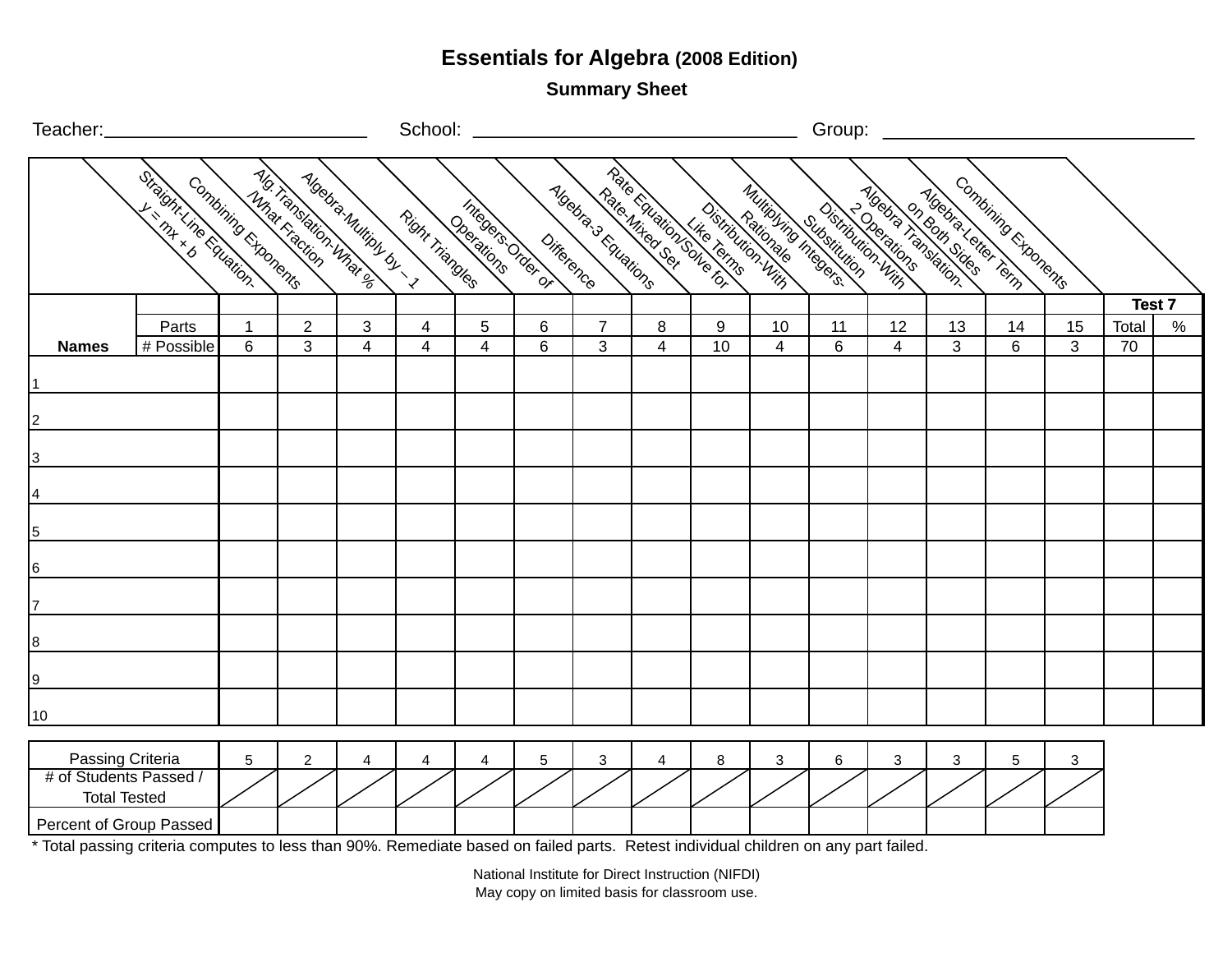# Essentials for Algebra (2008 Edition)

## Summary Sheet

Teacher:_________________________ School: _______________________________ Group: ______________________________

| | | Straight-Line Equation-y = mx + b | Combining Exponents | Alg.Translation-What %/What Fraction | Algebra-Multiply by – 1 | Right Triangles | Integers-Order of Operations | Difference | Algebra-3 Equations | Rate Equation/Solve for Rate-Mixed Set | Distribution-With Like Terms | Multiplying Integers-Rationale | Distribution-With Substitution | Algebra Translation-2 Operations | Algebra-Letter Term on Both Sides | Combining Exponents | Test 7 | |
|---|---|---|---|---|---|---|---|---|---|---|---|---|---|---|---|---|---|---|
| | Parts | 1 | 2 | 3 | 4 | 5 | 6 | 7 | 8 | 9 | 10 | 11 | 12 | 13 | 14 | 15 | Total | % |
| **Names** | # Possible | 6 | 3 | 4 | 4 | 4 | 6 | 3 | 4 | 10 | 4 | 6 | 4 | 3 | 6 | 3 | 70 | |
| 1 | | | | | | | | | | | | | | | | | | |
| 2 | | | | | | | | | | | | | | | | | | |
| 3 | | | | | | | | | | | | | | | | | | |
| 4 | | | | | | | | | | | | | | | | | | |
| 5 | | | | | | | | | | | | | | | | | | |
| 6 | | | | | | | | | | | | | | | | | | |
| 7 | | | | | | | | | | | | | | | | | | |
| 8 | | | | | | | | | | | | | | | | | | |
| 9 | | | | | | | | | | | | | | | | | | |
| 10 | | | | | | | | | | | | | | | | | | |

| Passing Criteria | 5 | 2 | 4 | 4 | 4 | 5 | 3 | 4 | 8 | 3 | 6 | 3 | 3 | 5 | 3 |
|---|---|---|---|---|---|---|---|---|---|---|---|---|---|---|---|
| # of Students Passed / Total Tested | / | / | / | / | / | / | / | / | / | / | / | / | / | / | / |
| Percent of Group Passed | | | | | | | | | | | | | | | |

* Total passing criteria computes to less than 90%. Remediate based on failed parts. Retest individual children on any part failed.

National Institute for Direct Instruction (NIFDI)
May copy on limited basis for classroom use.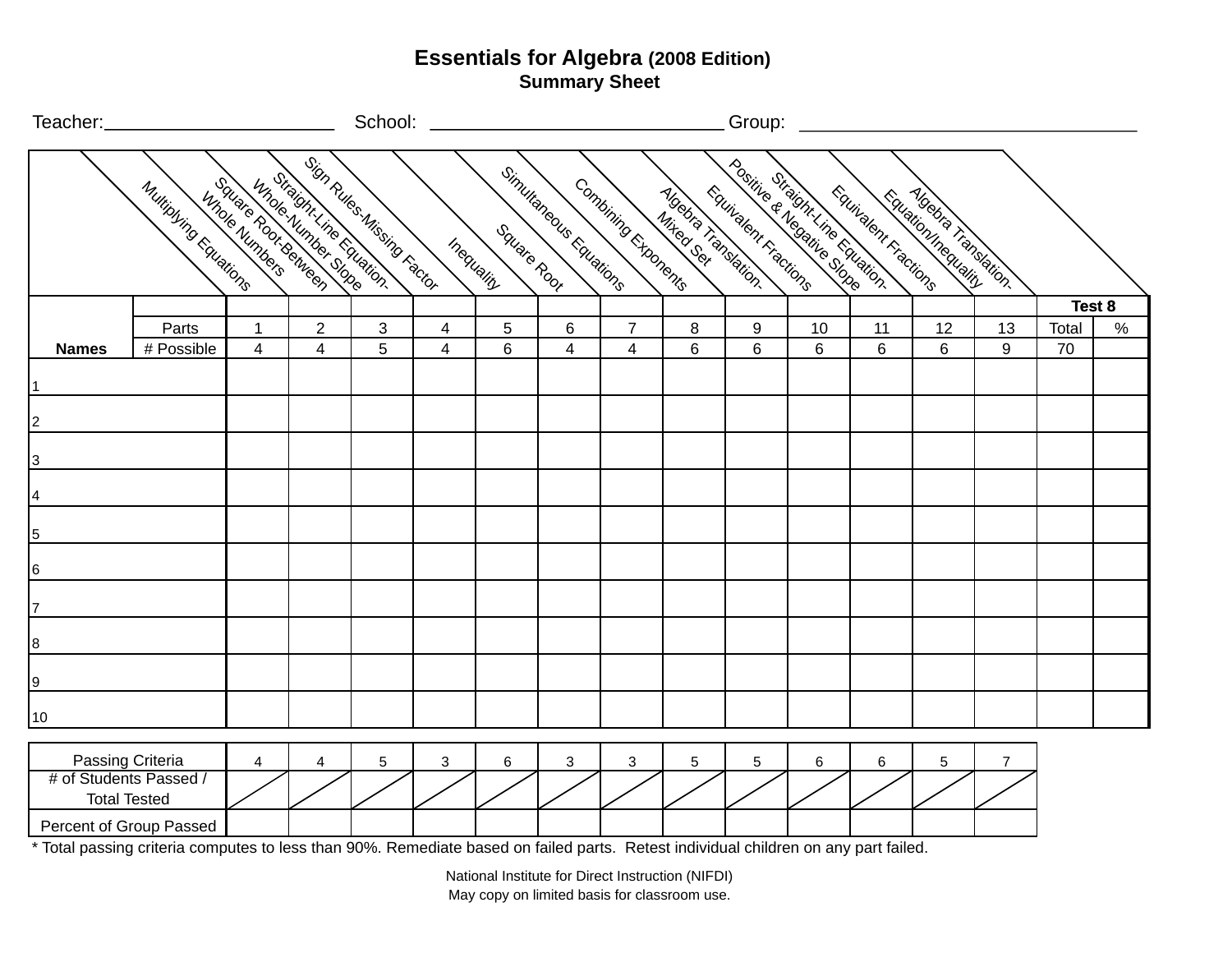# Essentials for Algebra (2008 Edition)
## Summary Sheet

Teacher:_______________________ School: _____________________________ Group: _________________________________

| | | Multiplying Equations | Square Root-Between Whole Numbers | Straight-Line Equation-Whole-Number Slope | Sign Rules-Missing Factor | Inequality | Square Root | Simultaneous Equations | Combining Exponents | Algebra Translation-Mixed Set | Equivalent Fractions | Straight-Line Equation-Positive & Negative Slope | Equivalent Fractions | Algebra Translation-Equation/Inequality | Test 8 | |
|---|---|---|---|---|---|---|---|---|---|---|---|---|---|---|---|---|
| | Parts | 1 | 2 | 3 | 4 | 5 | 6 | 7 | 8 | 9 | 10 | 11 | 12 | 13 | Total | % |
| **Names** | # Possible | 4 | 4 | 5 | 4 | 6 | 4 | 4 | 6 | 6 | 6 | 6 | 6 | 9 | 70 | |
| 1 | | | | | | | | | | | | | | | | |
| 2 | | | | | | | | | | | | | | | | |
| 3 | | | | | | | | | | | | | | | | |
| 4 | | | | | | | | | | | | | | | | |
| 5 | | | | | | | | | | | | | | | | |
| 6 | | | | | | | | | | | | | | | | |
| 7 | | | | | | | | | | | | | | | | |
| 8 | | | | | | | | | | | | | | | | |
| 9 | | | | | | | | | | | | | | | | |
| 10 | | | | | | | | | | | | | | | | |

| Passing Criteria | 4 | 4 | 5 | 3 | 6 | 3 | 3 | 5 | 5 | 6 | 6 | 5 | 7 |
|---|---|---|---|---|---|---|---|---|---|---|---|---|---|
| # of Students Passed / Total Tested | / | / | / | / | / | / | / | / | / | / | / | / | / |
| Percent of Group Passed | | | | | | | | | | | | | |

* Total passing criteria computes to less than 90%. Remediate based on failed parts. Retest individual children on any part failed.

National Institute for Direct Instruction (NIFDI)
May copy on limited basis for classroom use.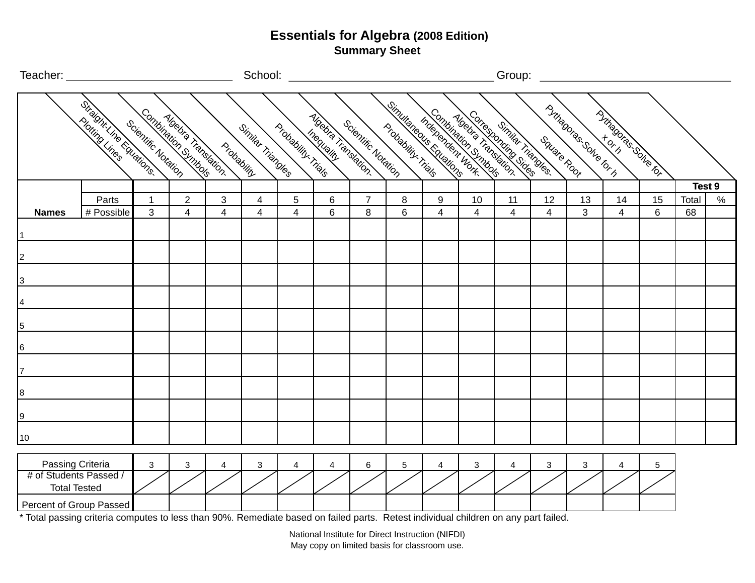# Essentials for Algebra (2008 Edition)

## Summary Sheet

Teacher: ___________________________ School: _________________________________ Group: _______________________________

| Names | Parts | 1 | 2 | 3 | 4 | 5 | 6 | 7 | 8 | 9 | 10 | 11 | 12 | 13 | 14 | 15 | Test 9 | |
|---|---|---|---|---|---|---|---|---|---|---|---|---|---|---|---|---|---|---|
| | | Straight-Line Equations- Plotting Lines | Scientific Notation | Algebra Translation- Combination Symbols | Probability | Similar Triangles | Probability-Trials | Algebra Translation- Inequality | Scientific Notation | Probability-Trials | Simultaneous Equations | Independent Work- Algebra Translation- Combination Symbols | Similar Triangles- Corresponding Sides | Square Root | Pythagoras-Solve for h | Pythagoras-Solve for x or h | Total | % |
| | # Possible | 3 | 4 | 4 | 4 | 4 | 6 | 8 | 6 | 4 | 4 | 4 | 4 | 3 | 4 | 6 | 68 | |
| 1 | | | | | | | | | | | | | | | | | | |
| 2 | | | | | | | | | | | | | | | | | | |
| 3 | | | | | | | | | | | | | | | | | | |
| 4 | | | | | | | | | | | | | | | | | | |
| 5 | | | | | | | | | | | | | | | | | | |
| 6 | | | | | | | | | | | | | | | | | | |
| 7 | | | | | | | | | | | | | | | | | | |
| 8 | | | | | | | | | | | | | | | | | | |
| 9 | | | | | | | | | | | | | | | | | | |
| 10 | | | | | | | | | | | | | | | | | | |

| | 1 | 2 | 3 | 4 | 5 | 6 | 7 | 8 | 9 | 10 | 11 | 12 | 13 | 14 | 15 |
|---|---|---|---|---|---|---|---|---|---|---|---|---|---|---|---|
| Passing Criteria | 3 | 3 | 4 | 3 | 4 | 4 | 6 | 5 | 4 | 3 | 4 | 3 | 3 | 4 | 5 |
| # of Students Passed / Total Tested | / | / | / | / | / | / | / | / | / | / | / | / | / | / | / |
| Percent of Group Passed | | | | | | | | | | | | | | | |

* Total passing criteria computes to less than 90%. Remediate based on failed parts. Retest individual children on any part failed.

National Institute for Direct Instruction (NIFDI)
May copy on limited basis for classroom use.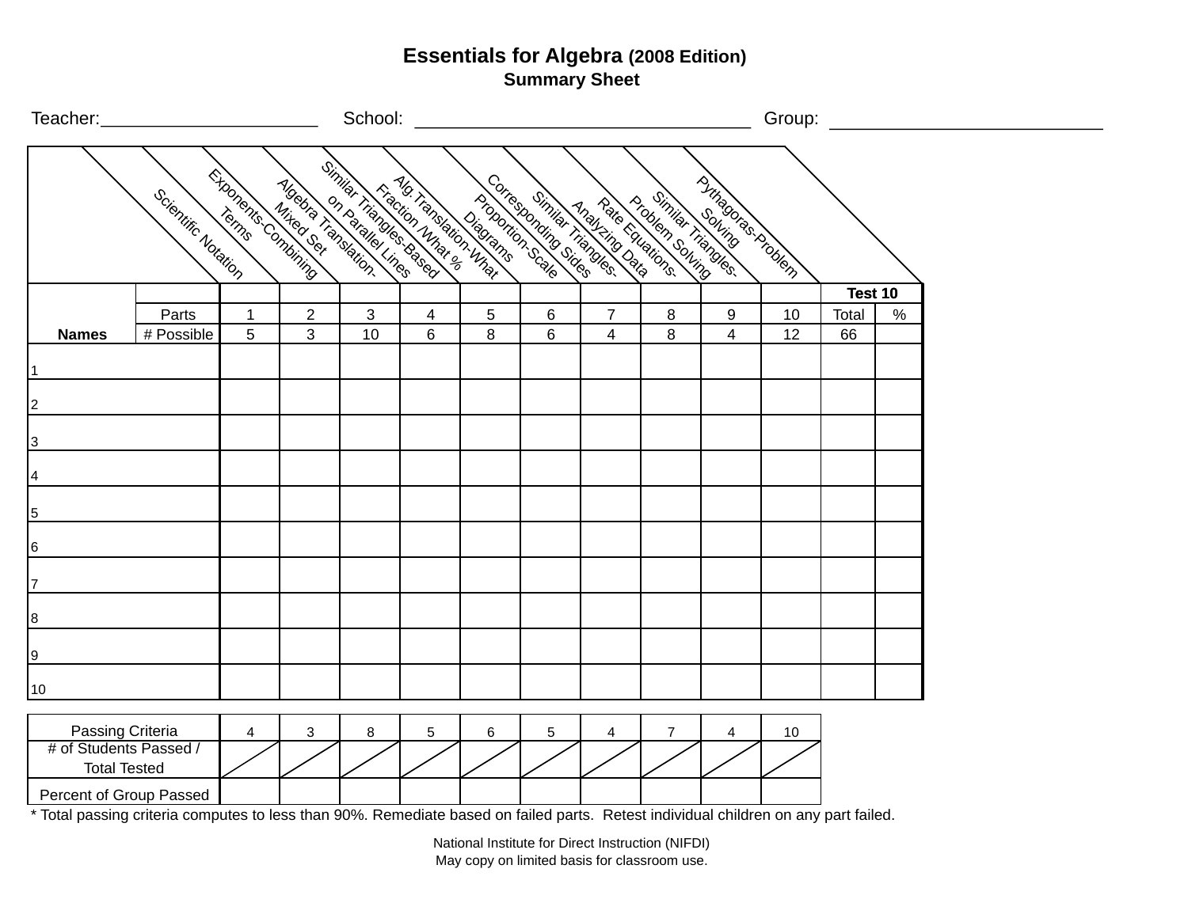# Essentials for Algebra (2008 Edition)

## Summary Sheet

Teacher:______________________ School: __________________________________ Group: ___________________________

| Names | | Scientific Notation | Exponents-Combining Terms | Algebra Translation-Mixed Set | Similar Triangles-Based on Parallel Lines | Alg.Translation-What Fraction /What % | Proportion-Scale Diagrams | Corresponding Sides | Similar Triangles-Analyzing Data | Rate Equations-Problem Solving | Similar Triangles-Problem Solving | Pythagoras-Problem Solving | Test 10 | |
|---|---|---|---|---|---|---|---|---|---|---|---|---|---|---|
| | Parts | 1 | 2 | 3 | 4 | 5 | 6 | 7 | 8 | 9 | 10 | | Total | % |
| | # Possible | 5 | 3 | 10 | 6 | 8 | 6 | 4 | 8 | 4 | 12 | | 66 | |
| 1 | | | | | | | | | | | | | | |
| 2 | | | | | | | | | | | | | | |
| 3 | | | | | | | | | | | | | | |
| 4 | | | | | | | | | | | | | | |
| 5 | | | | | | | | | | | | | | |
| 6 | | | | | | | | | | | | | | |
| 7 | | | | | | | | | | | | | | |
| 8 | | | | | | | | | | | | | | |
| 9 | | | | | | | | | | | | | | |
| 10 | | | | | | | | | | | | | | |

| Passing Criteria | 4 | 3 | 8 | 5 | 6 | 5 | 4 | 7 | 4 | 10 |
|---|---|---|---|---|---|---|---|---|---|---|
| # of Students Passed / Total Tested | / | / | / | / | / | / | / | / | / | / |
| Percent of Group Passed | | | | | | | | | | |

* Total passing criteria computes to less than 90%. Remediate based on failed parts. Retest individual children on any part failed.

National Institute for Direct Instruction (NIFDI)
May copy on limited basis for classroom use.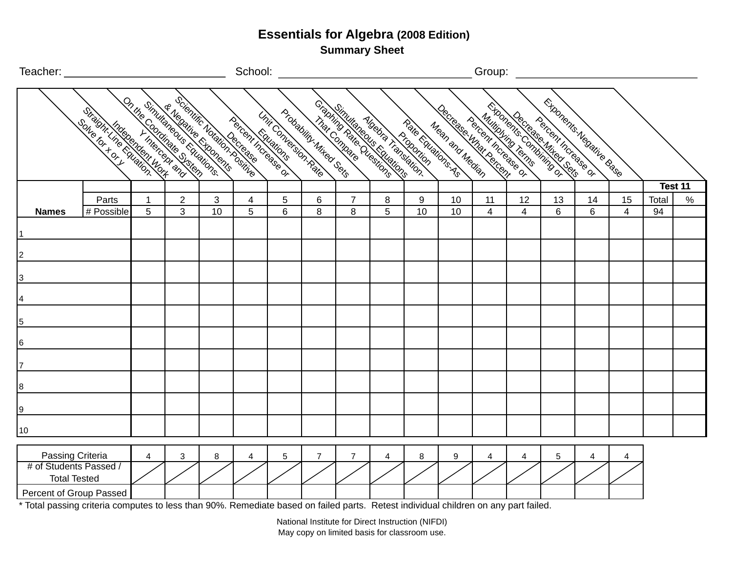# Essentials for Algebra (2008 Edition)

## Summary Sheet

Teacher: ___________________________ School: _________________________________ Group: ______________________________

| Names | Parts | 1 | 2 | 3 | 4 | 5 | 6 | 7 | 8 | 9 | 10 | 11 | 12 | 13 | 14 | 15 | Test 11 Total | Test 11 % |
|---|---|---|---|---|---|---|---|---|---|---|---|---|---|---|---|---|---|---|
| | | Straight-Line Equation-Solve for x or y | Y Intercept and Independent Work | Simultaneous Equations-On the Coordinate System | Scientific Notation-Positive & Negative Exponents | Percent Increase or Decrease | Unit Conversion-Rate Equations | Probability-Mixed Sets | Graphing Rate-Questions That Compare | Algebra Translation-Simultaneous Equations | Rate Equations-As Proportion | Mean and Median | Percent Increase or Decrease-What Percent | Exponents-Combining or Multiplying Terms | Percent Increase or Decrease-Mixed Sets | Exponents-Negative Base | | |
| | # Possible | 5 | 3 | 10 | 5 | 6 | 8 | 8 | 5 | 10 | 10 | 4 | 4 | 6 | 6 | 4 | 94 | |
| 1 | | | | | | | | | | | | | | | | | | |
| 2 | | | | | | | | | | | | | | | | | | |
| 3 | | | | | | | | | | | | | | | | | | |
| 4 | | | | | | | | | | | | | | | | | | |
| 5 | | | | | | | | | | | | | | | | | | |
| 6 | | | | | | | | | | | | | | | | | | |
| 7 | | | | | | | | | | | | | | | | | | |
| 8 | | | | | | | | | | | | | | | | | | |
| 9 | | | | | | | | | | | | | | | | | | |
| 10 | | | | | | | | | | | | | | | | | | |

| | 1 | 2 | 3 | 4 | 5 | 6 | 7 | 8 | 9 | 10 | 11 | 12 | 13 | 14 | 15 |
|---|---|---|---|---|---|---|---|---|---|---|---|---|---|---|---|
| Passing Criteria | 4 | 3 | 8 | 4 | 5 | 7 | 7 | 4 | 8 | 9 | 4 | 4 | 5 | 4 | 4 |
| # of Students Passed / Total Tested | / | / | / | / | / | / | / | / | / | / | / | / | / | / | / |
| Percent of Group Passed | | | | | | | | | | | | | | | |

* Total passing criteria computes to less than 90%. Remediate based on failed parts. Retest individual children on any part failed.

National Institute for Direct Instruction (NIFDI)
May copy on limited basis for classroom use.